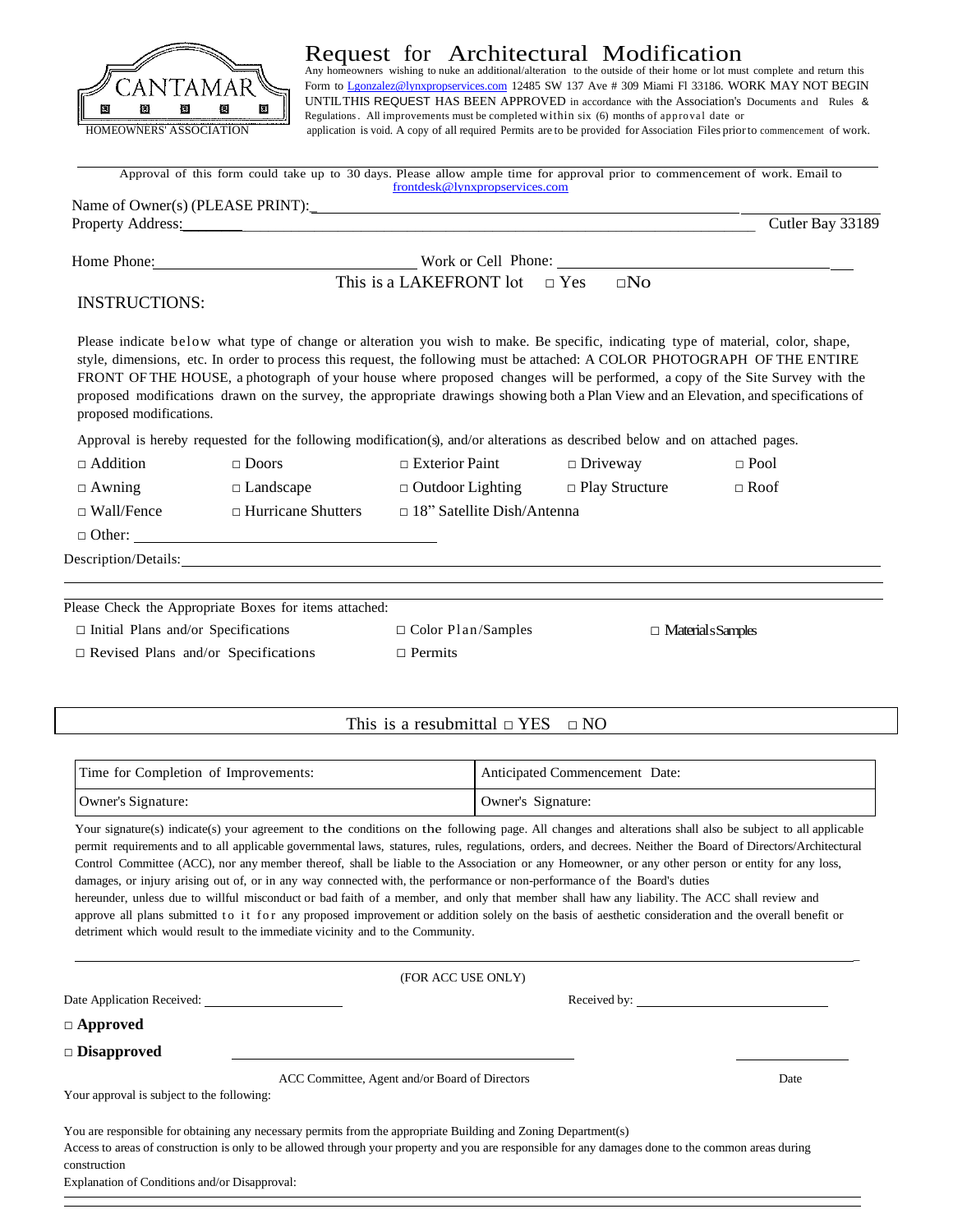CANTAMAR

HOMEOWNERS' ASSOCIATION

# Request for Architectural Modification

Any homeowners wishing to nuke an additional/alteration to the outside of their home or lot must complete and return this Form to Lgonzalez@lynxpropservices.com 12485 SW 137 Ave # 309 Miami Fl 33186. WORK MAY NOT BEGIN UNTIL THIS REQUEST HAS BEEN APPROVED in accordance with the Association's Documents and Rules & Regulations. All improvements must be completed within six (6) months of approval date or application is void. A copy of all required Permits are to be provided for Association Files prior to commencement of work.

Approval of this form could take up to 30 days. Please allow ample time for approval prior to commencement of work. Email to frontdesk@lynxpropservices.com

Name of Owner(s) (PLEASE PRINT): ______________________________

Property Address: ______________________________ Cutler Bay 33189

Home Phone: ______________________________ Work or Cell Phone: ______________________________

This is a LAKEFRONT lot □ Yes □No

INSTRUCTIONS:

Please indicate below what type of change or alteration you wish to make. Be specific, indicating type of material, color, shape, style, dimensions, etc. In order to process this request, the following must be attached: A COLOR PHOTOGRAPH OF THE ENTIRE FRONT OF THE HOUSE, a photograph of your house where proposed changes will be performed, a copy of the Site Survey with the proposed modifications drawn on the survey, the appropriate drawings showing both a Plan View and an Elevation, and specifications of proposed modifications.

Approval is hereby requested for the following modification(s), and/or alterations as described below and on attached pages.

| | | | | |
|---|---|---|---|---|
| □ Addition | □ Doors | □ Exterior Paint | □ Driveway | □ Pool |
| □ Awning | □ Landscape | □ Outdoor Lighting | □ Play Structure | □ Roof |
| □ Wall/Fence | □ Hurricane Shutters | □ 18" Satellite Dish/Antenna | | |

□ Other: ______________________________

Description/Details: ______________________________

Please Check the Appropriate Boxes for items attached:

| | | |
|---|---|---|
| □ Initial Plans and/or Specifications | □ Color Plan/Samples | □ Materials Samples |
| □ Revised Plans and/or Specifications | □ Permits | |

This is a resubmittal □ YES □ NO

| | |
|---|---|
| Time for Completion of Improvements: | Anticipated Commencement Date: |
| Owner's Signature: | Owner's Signature: |

Your signature(s) indicate(s) your agreement to the conditions on the following page. All changes and alterations shall also be subject to all applicable permit requirements and to all applicable governmental laws, statures, rules, regulations, orders, and decrees. Neither the Board of Directors/Architectural Control Committee (ACC), nor any member thereof, shall be liable to the Association or any Homeowner, or any other person or entity for any loss, damages, or injury arising out of, or in any way connected with, the performance or non-performance of the Board's duties hereunder, unless due to willful misconduct or bad faith of a member, and only that member shall haw any liability. The ACC shall review and approve all plans submitted to it for any proposed improvement or addition solely on the basis of aesthetic consideration and the overall benefit or detriment which would result to the immediate vicinity and to the Community.

(FOR ACC USE ONLY)

Date Application Received: ______________ Received by: ______________

□ **Approved**

□ **Disapproved** ______________________________ ______________

ACC Committee, Agent and/or Board of Directors Date

Your approval is subject to the following:

You are responsible for obtaining any necessary permits from the appropriate Building and Zoning Department(s)

Access to areas of construction is only to be allowed through your property and you are responsible for any damages done to the common areas during construction

Explanation of Conditions and/or Disapproval: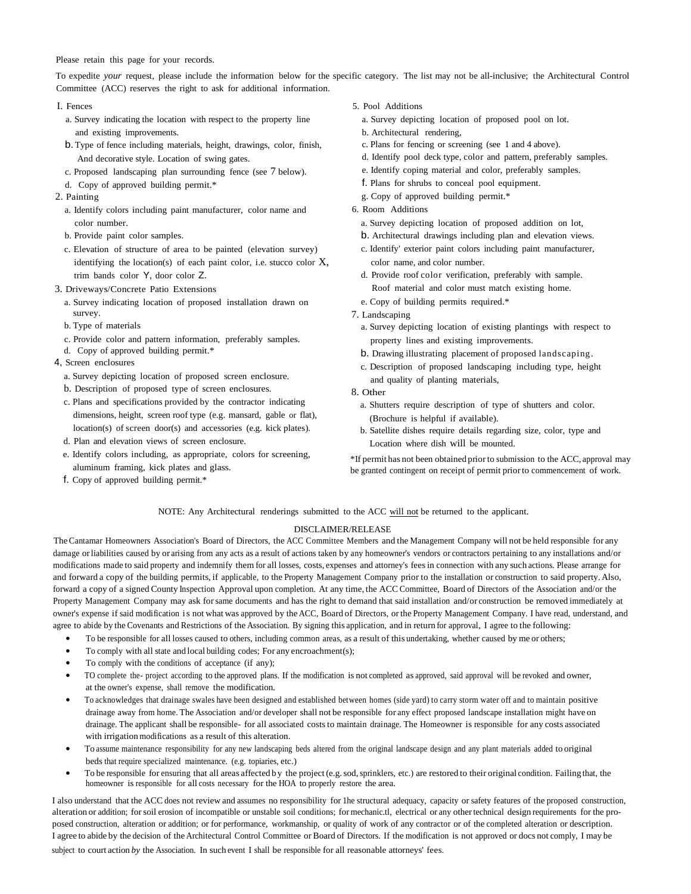Please retain this page for your records.

To expedite *your* request, please include the information below for the specific category. The list may not be all-inclusive; the Architectural Control Committee (ACC) reserves the right to ask for additional information.

I. Fences
   a. Survey indicating the location with respect to the property line and existing improvements.
   b. Type of fence including materials, height, drawings, color, finish, And decorative style. Location of swing gates.
   c. Proposed landscaping plan surrounding fence (see 7 below).
   d. Copy of approved building permit.*

2. Painting
   a. Identify colors including paint manufacturer, color name and color number.
   b. Provide paint color samples.
   c. Elevation of structure of area to be painted (elevation survey) identifying the location(s) of each paint color, i.e. stucco color X, trim bands color Y, door color Z.

3. Driveways/Concrete Patio Extensions
   a. Survey indicating location of proposed installation drawn on survey.
   b. Type of materials
   c. Provide color and pattern information, preferably samples.
   d. Copy of approved building permit.*

4, Screen enclosures
   a. Survey depicting location of proposed screen enclosure.
   b. Description of proposed type of screen enclosures.
   c. Plans and specifications provided by the contractor indicating dimensions, height, screen roof type (e.g. mansard, gable or flat), location(s) of screen door(s) and accessories (e.g. kick plates).
   d. Plan and elevation views of screen enclosure.
   e. Identify colors including, as appropriate, colors for screening, aluminum framing, kick plates and glass.
   f. Copy of approved building permit.*

5. Pool Additions
   a. Survey depicting location of proposed pool on lot.
   b. Architectural rendering,
   c. Plans for fencing or screening (see 1 and 4 above).
   d. Identify pool deck type, color and pattern, preferably samples.
   e. Identify coping material and color, preferably samples.
   f. Plans for shrubs to conceal pool equipment.
   g. Copy of approved building permit.*

6. Room Additions
   a. Survey depicting location of proposed addition on lot,
   b. Architectural drawings including plan and elevation views.
   c. Identify' exterior paint colors including paint manufacturer, color name, and color number.
   d. Provide roof color verification, preferably with sample. Roof material and color must match existing home.
   e. Copy of building permits required.*

7. Landscaping
   a. Survey depicting location of existing plantings with respect to property lines and existing improvements.
   b. Drawing illustrating placement of proposed landscaping.
   c. Description of proposed landscaping including type, height and quality of planting materials,

8. Other
   a. Shutters require description of type of shutters and color. (Brochure is helpful if available).
   b. Satellite dishes require details regarding size, color, type and Location where dish will be mounted.

*If permit has not been obtained prior to submission to the ACC, approval may be granted contingent on receipt of permit prior to commencement of work.

NOTE: Any Architectural renderings submitted to the ACC will not be returned to the applicant.

DISCLAIMER/RELEASE

The Cantamar Homeowners Association's Board of Directors, the ACC Committee Members and the Management Company will not be held responsible for any damage or liabilities caused by or arising from any acts as a result of actions taken by any homeowner's vendors or contractors pertaining to any installations and/or modifications made to said property and indemnify them for all losses, costs, expenses and attorney's fees in connection with any such actions. Please arrange for and forward a copy of the building permits, if applicable, to the Property Management Company prior to the installation or construction to said property. Also, forward a copy of a signed County Inspection Approval upon completion. At any time, the ACC Committee, Board of Directors of the Association and/or the Property Management Company may ask for same documents and has the right to demand that said installation and/or construction be removed immediately at owner's expense if said modification is not what was approved by the ACC, Board of Directors, or the Property Management Company. I have read, understand, and agree to abide by the Covenants and Restrictions of the Association. By signing this application, and in return for approval, I agree to the following:

- To be responsible for all losses caused to others, including common areas, as a result of this undertaking, whether caused by me or others;
- To comply with all state and local building codes; For any encroachment(s);
- To comply with the conditions of acceptance (if any);
- TO complete the- project according to the approved plans. If the modification is not completed as approved, said approval will be revoked and owner, at the owner's expense, shall remove the modification.
- To acknowledges that drainage swales have been designed and established between homes (side yard) to carry storm water off and to maintain positive drainage away from home. The Association and/or developer shall not be responsible for any effect proposed landscape installation might have on drainage. The applicant shall be responsible- for all associated costs to maintain drainage. The Homeowner is responsible for any costs associated with irrigation modifications as a result of this alteration.
- To assume maintenance responsibility for any new landscaping beds altered from the original landscape design and any plant materials added to original beds that require specialized maintenance. (e.g. topiaries, etc.)
- To be responsible for ensuring that all areas affected by the project (e.g. sod, sprinklers, etc.) are restored to their original condition. Failing that, the homeowner is responsible for all costs necessary for the HOA to properly restore the area.

I also understand that the ACC does not review and assumes no responsibility for 1he structural adequacy, capacity or safety features of the proposed construction, alteration or addition; for soil erosion of incompatible or unstable soil conditions; for mechanic.tl, electrical or any other technical design requirements for the proposed construction, alteration or addition; or for performance, workmanship, or quality of work of any contractor or of the completed alteration or description.
I agree to abide by the decision of the Architectural Control Committee or Board of Directors. If the modification is not approved or docs not comply, I may be subject to court action *by* the Association. In such event I shall be responsible for all reasonable attorneys' fees.